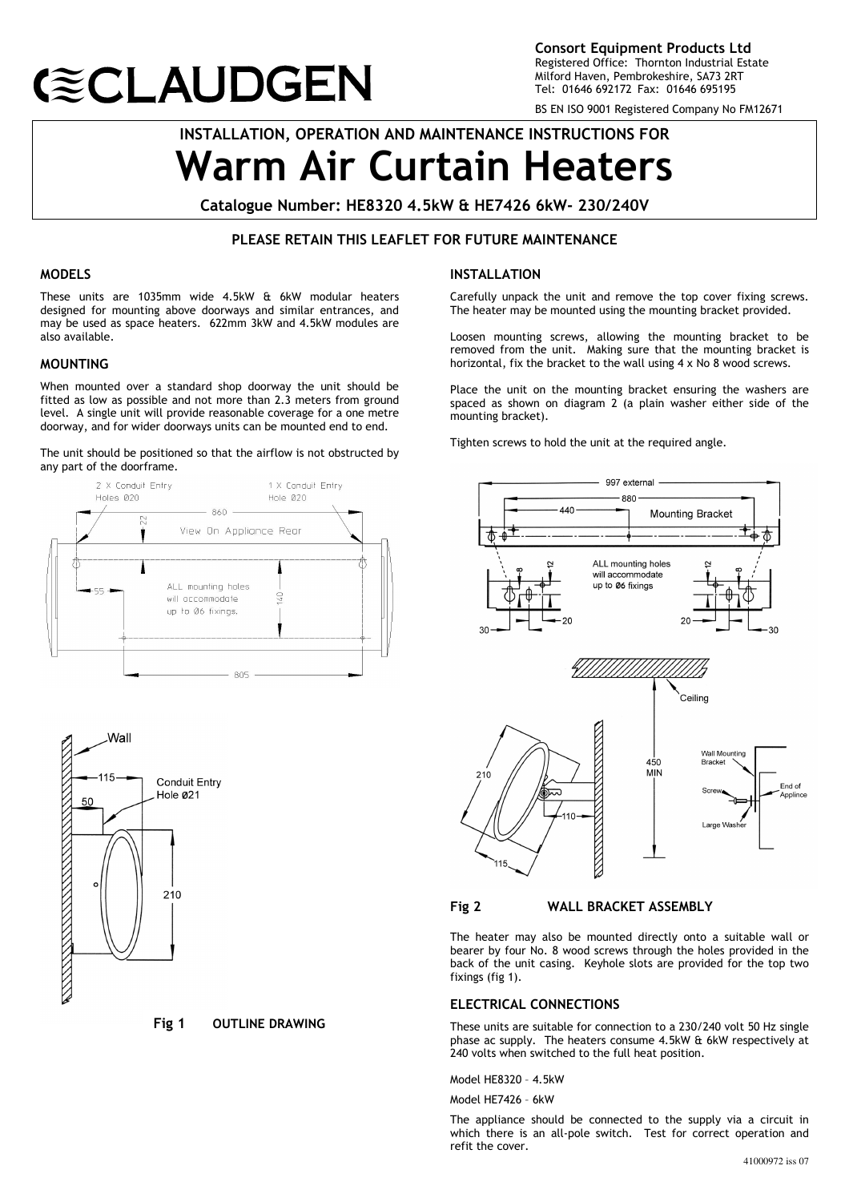CLAUDGEN

**Consort Equipment Products Ltd**
Registered Office: Thornton Industrial Estate
Milford Haven, Pembrokeshire, SA73 2RT
Tel: 01646 692172 Fax: 01646 695195

BS EN ISO 9001 Registered Company No FM12671

## INSTALLATION, OPERATION AND MAINTENANCE INSTRUCTIONS FOR

# Warm Air Curtain Heaters

**Catalogue Number: HE8320 4.5kW & HE7426 6kW- 230/240V**

**PLEASE RETAIN THIS LEAFLET FOR FUTURE MAINTENANCE**

### MODELS

These units are 1035mm wide 4.5kW & 6kW modular heaters designed for mounting above doorways and similar entrances, and may be used as space heaters. 622mm 3kW and 4.5kW modules are also available.

### MOUNTING

When mounted over a standard shop doorway the unit should be fitted as low as possible and not more than 2.3 meters from ground level. A single unit will provide reasonable coverage for a one metre doorway, and for wider doorways units can be mounted end to end.

The unit should be positioned so that the airflow is not obstructed by any part of the doorframe.

2 X Conduit Entry Holes Ø20 — 1 X Conduit Entry Hole Ø20 — 860 — 22 — View On Appliance Rear — 55 — ALL mounting holes will accommodate up to Ø6 fixings. — 140 — 805

Wall — 115 — 50 — Conduit Entry Hole Ø21 — 210

**Fig 1 OUTLINE DRAWING**

### INSTALLATION

Carefully unpack the unit and remove the top cover fixing screws. The heater may be mounted using the mounting bracket provided.

Loosen mounting screws, allowing the mounting bracket to be removed from the unit. Making sure that the mounting bracket is horizontal, fix the bracket to the wall using 4 x No 8 wood screws.

Place the unit on the mounting bracket ensuring the washers are spaced as shown on diagram 2 (a plain washer either side of the mounting bracket).

Tighten screws to hold the unit at the required angle.

997 external — 880 — 440 — Mounting Bracket — 8 — 12 — ALL mounting holes will accommodate up to Ø6 fixings — 30 — 20 — 20 — 30

Ceiling — 450 MIN — 210 — 110 — 115 — Wall Mounting Bracket — Screw — Large Washer — End of Applince

**Fig 2 WALL BRACKET ASSEMBLY**

The heater may also be mounted directly onto a suitable wall or bearer by four No. 8 wood screws through the holes provided in the back of the unit casing. Keyhole slots are provided for the top two fixings (fig 1).

### ELECTRICAL CONNECTIONS

These units are suitable for connection to a 230/240 volt 50 Hz single phase ac supply. The heaters consume 4.5kW & 6kW respectively at 240 volts when switched to the full heat position.

Model HE8320 – 4.5kW

Model HE7426 – 6kW

The appliance should be connected to the supply via a circuit in which there is an all-pole switch. Test for correct operation and refit the cover.

41000972 iss 07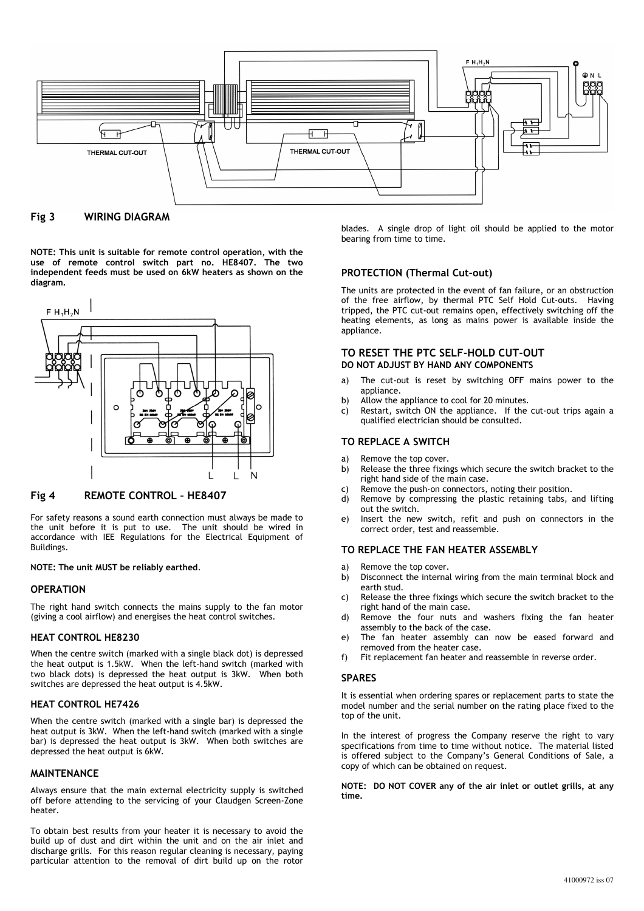THERMAL CUT-OUT

THERMAL CUT-OUT

F $H_1H_2$N

N L

## Fig 3 WIRING DIAGRAM

**NOTE: This unit is suitable for remote control operation, with the use of remote control switch part no. HE8407. The two independent feeds must be used on 6kW heaters as shown on the diagram.**

F $H_1H_2$N

L L N

## Fig 4 REMOTE CONTROL – HE8407

For safety reasons a sound earth connection must always be made to the unit before it is put to use. The unit should be wired in accordance with IEE Regulations for the Electrical Equipment of Buildings.

**NOTE: The unit MUST be reliably earthed**.

### OPERATION

The right hand switch connects the mains supply to the fan motor (giving a cool airflow) and energises the heat control switches.

### HEAT CONTROL HE8230

When the centre switch (marked with a single black dot) is depressed the heat output is 1.5kW. When the left-hand switch (marked with two black dots) is depressed the heat output is 3kW. When both switches are depressed the heat output is 4.5kW.

### HEAT CONTROL HE7426

When the centre switch (marked with a single bar) is depressed the heat output is 3kW. When the left-hand switch (marked with a single bar) is depressed the heat output is 3kW. When both switches are depressed the heat output is 6kW.

### MAINTENANCE

Always ensure that the main external electricity supply is switched off before attending to the servicing of your Claudgen Screen-Zone heater.

To obtain best results from your heater it is necessary to avoid the build up of dust and dirt within the unit and on the air inlet and discharge grills. For this reason regular cleaning is necessary, paying particular attention to the removal of dirt build up on the rotor blades. A single drop of light oil should be applied to the motor bearing from time to time.

### PROTECTION (Thermal Cut-out)

The units are protected in the event of fan failure, or an obstruction of the free airflow, by thermal PTC Self Hold Cut-outs. Having tripped, the PTC cut-out remains open, effectively switching off the heating elements, as long as mains power is available inside the appliance.

### TO RESET THE PTC SELF-HOLD CUT-OUT

**DO NOT ADJUST BY HAND ANY COMPONENTS**

a) The cut-out is reset by switching OFF mains power to the appliance.
b) Allow the appliance to cool for 20 minutes.
c) Restart, switch ON the appliance. If the cut-out trips again a qualified electrician should be consulted.

### TO REPLACE A SWITCH

a) Remove the top cover.
b) Release the three fixings which secure the switch bracket to the right hand side of the main case.
c) Remove the push-on connectors, noting their position.
d) Remove by compressing the plastic retaining tabs, and lifting out the switch.
e) Insert the new switch, refit and push on connectors in the correct order, test and reassemble.

### TO REPLACE THE FAN HEATER ASSEMBLY

a) Remove the top cover.
b) Disconnect the internal wiring from the main terminal block and earth stud.
c) Release the three fixings which secure the switch bracket to the right hand of the main case.
d) Remove the four nuts and washers fixing the fan heater assembly to the back of the case.
e) The fan heater assembly can now be eased forward and removed from the heater case.
f) Fit replacement fan heater and reassemble in reverse order.

### SPARES

It is essential when ordering spares or replacement parts to state the model number and the serial number on the rating place fixed to the top of the unit.

In the interest of progress the Company reserve the right to vary specifications from time to time without notice. The material listed is offered subject to the Company's General Conditions of Sale, a copy of which can be obtained on request.

**NOTE: DO NOT COVER any of the air inlet or outlet grills, at any time.**

41000972 iss 07